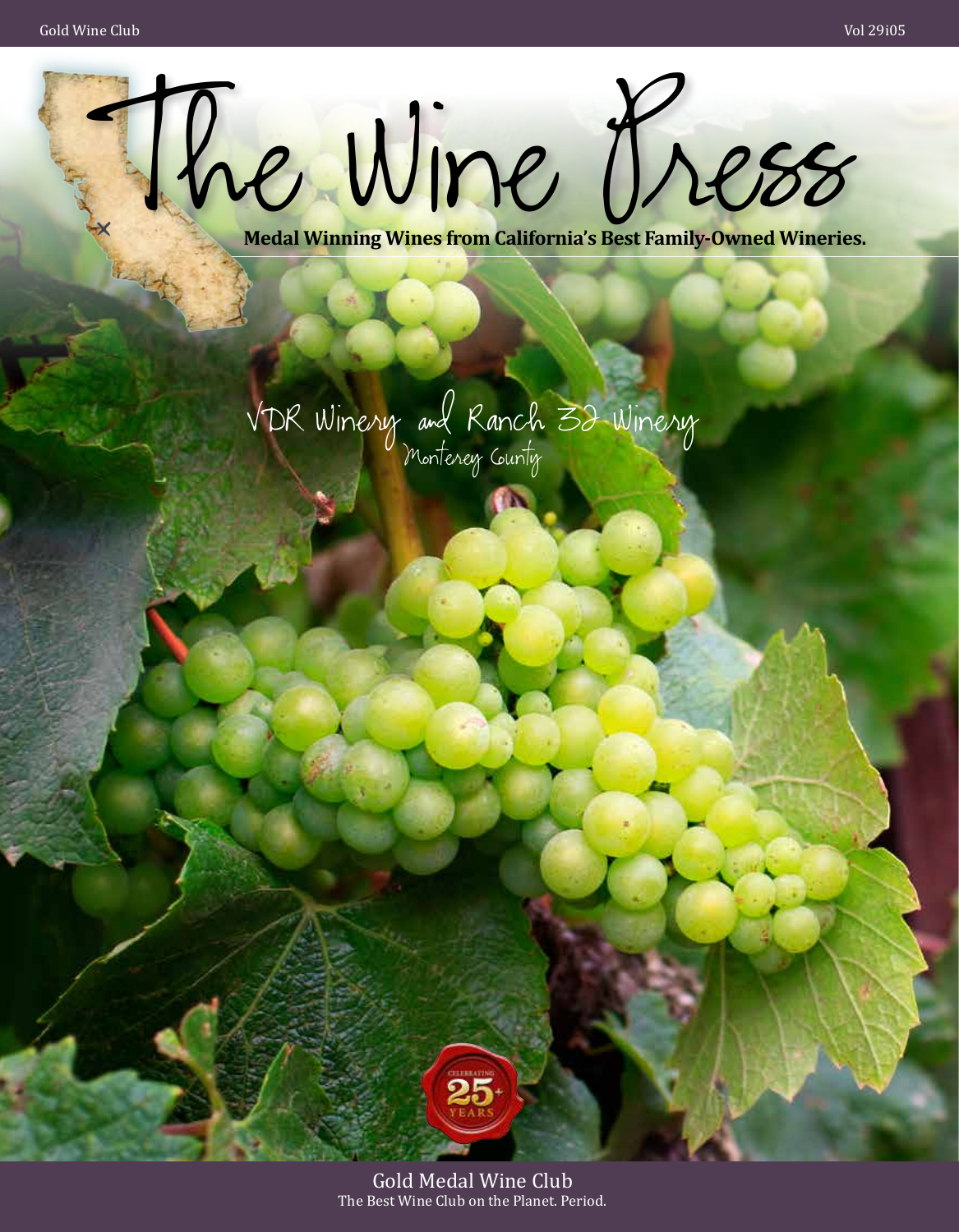# The Wine Press

**Medal Winning Wines from California's Best Family-Owned Wineries.**

## VDR Winery and Ranch 32 Winery

Monterey County

Gold Medal Wine Club

The Best Wine Club on the Planet. Period.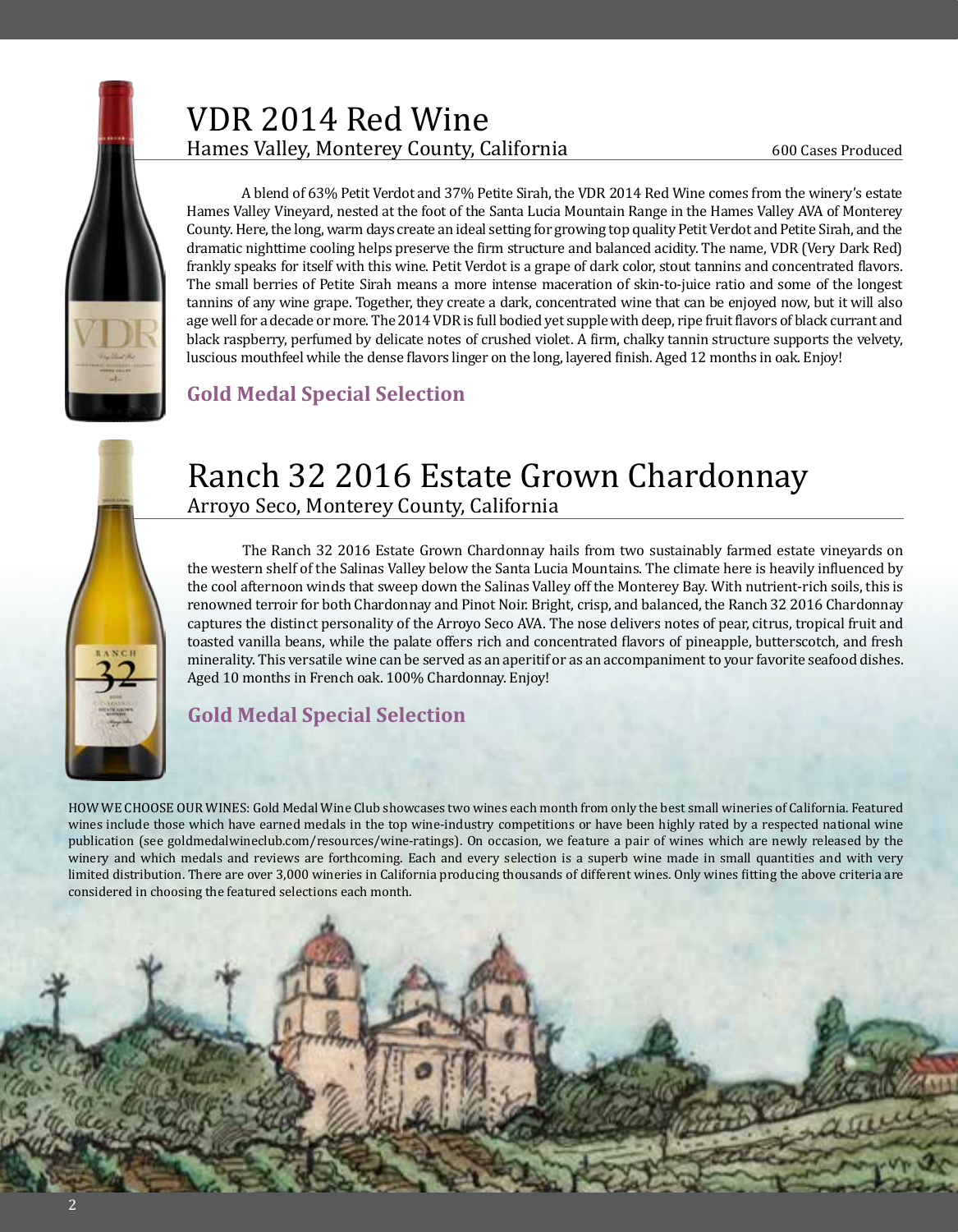# VDR 2014 Red Wine

Hames Valley, Monterey County, California

600 Cases Produced

A blend of 63% Petit Verdot and 37% Petite Sirah, the VDR 2014 Red Wine comes from the winery's estate Hames Valley Vineyard, nested at the foot of the Santa Lucia Mountain Range in the Hames Valley AVA of Monterey County. Here, the long, warm days create an ideal setting for growing top quality Petit Verdot and Petite Sirah, and the dramatic nighttime cooling helps preserve the firm structure and balanced acidity. The name, VDR (Very Dark Red) frankly speaks for itself with this wine. Petit Verdot is a grape of dark color, stout tannins and concentrated flavors. The small berries of Petite Sirah means a more intense maceration of skin-to-juice ratio and some of the longest tannins of any wine grape. Together, they create a dark, concentrated wine that can be enjoyed now, but it will also age well for a decade or more. The 2014 VDR is full bodied yet supple with deep, ripe fruit flavors of black currant and black raspberry, perfumed by delicate notes of crushed violet. A firm, chalky tannin structure supports the velvety, luscious mouthfeel while the dense flavors linger on the long, layered finish. Aged 12 months in oak. Enjoy!

**Gold Medal Special Selection**

# Ranch 32 2016 Estate Grown Chardonnay

Arroyo Seco, Monterey County, California

The Ranch 32 2016 Estate Grown Chardonnay hails from two sustainably farmed estate vineyards on the western shelf of the Salinas Valley below the Santa Lucia Mountains. The climate here is heavily influenced by the cool afternoon winds that sweep down the Salinas Valley off the Monterey Bay. With nutrient-rich soils, this is renowned terroir for both Chardonnay and Pinot Noir. Bright, crisp, and balanced, the Ranch 32 2016 Chardonnay captures the distinct personality of the Arroyo Seco AVA. The nose delivers notes of pear, citrus, tropical fruit and toasted vanilla beans, while the palate offers rich and concentrated flavors of pineapple, butterscotch, and fresh minerality. This versatile wine can be served as an aperitif or as an accompaniment to your favorite seafood dishes. Aged 10 months in French oak. 100% Chardonnay. Enjoy!

**Gold Medal Special Selection**

HOW WE CHOOSE OUR WINES: Gold Medal Wine Club showcases two wines each month from only the best small wineries of California. Featured wines include those which have earned medals in the top wine-industry competitions or have been highly rated by a respected national wine publication (see goldmedalwineclub.com/resources/wine-ratings). On occasion, we feature a pair of wines which are newly released by the winery and which medals and reviews are forthcoming. Each and every selection is a superb wine made in small quantities and with very limited distribution. There are over 3,000 wineries in California producing thousands of different wines. Only wines fitting the above criteria are considered in choosing the featured selections each month.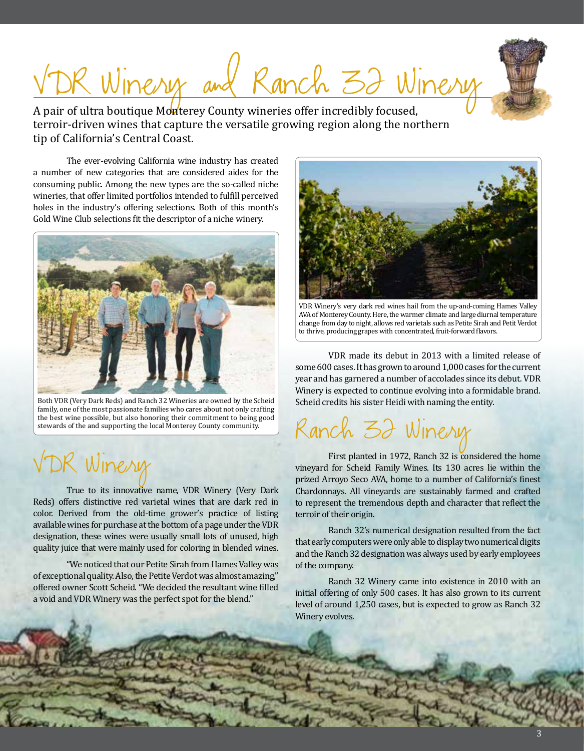# VDR Winery and Ranch 32 Winery

A pair of ultra boutique Monterey County wineries offer incredibly focused, terroir-driven wines that capture the versatile growing region along the northern tip of California's Central Coast.

The ever-evolving California wine industry has created a number of new categories that are considered aides for the consuming public. Among the new types are the so-called niche wineries, that offer limited portfolios intended to fulfill perceived holes in the industry's offering selections. Both of this month's Gold Wine Club selections fit the descriptor of a niche winery.

Both VDR (Very Dark Reds) and Ranch 32 Wineries are owned by the Scheid family, one of the most passionate families who cares about not only crafting the best wine possible, but also honoring their commitment to being good stewards of the and supporting the local Monterey County community.

## VDR Winery

True to its innovative name, VDR Winery (Very Dark Reds) offers distinctive red varietal wines that are dark red in color. Derived from the old-time grower's practice of listing available wines for purchase at the bottom of a page under the VDR designation, these wines were usually small lots of unused, high quality juice that were mainly used for coloring in blended wines.

"We noticed that our Petite Sirah from Hames Valley was of exceptional quality. Also, the Petite Verdot was almost amazing," offered owner Scott Scheid. "We decided the resultant wine filled a void and VDR Winery was the perfect spot for the blend."

VDR Winery's very dark red wines hail from the up-and-coming Hames Valley AVA of Monterey County. Here, the warmer climate and large diurnal temperature change from day to night, allows red varietals such as Petite Sirah and Petit Verdot to thrive, producing grapes with concentrated, fruit-forward flavors.

VDR made its debut in 2013 with a limited release of some 600 cases. It has grown to around 1,000 cases for the current year and has garnered a number of accolades since its debut. VDR Winery is expected to continue evolving into a formidable brand. Scheid credits his sister Heidi with naming the entity.

## Ranch 32 Winery

First planted in 1972, Ranch 32 is considered the home vineyard for Scheid Family Wines. Its 130 acres lie within the prized Arroyo Seco AVA, home to a number of California's finest Chardonnays. All vineyards are sustainably farmed and crafted to represent the tremendous depth and character that reflect the terroir of their origin.

Ranch 32's numerical designation resulted from the fact that early computers were only able to display two numerical digits and the Ranch 32 designation was always used by early employees of the company.

Ranch 32 Winery came into existence in 2010 with an initial offering of only 500 cases. It has also grown to its current level of around 1,250 cases, but is expected to grow as Ranch 32 Winery evolves.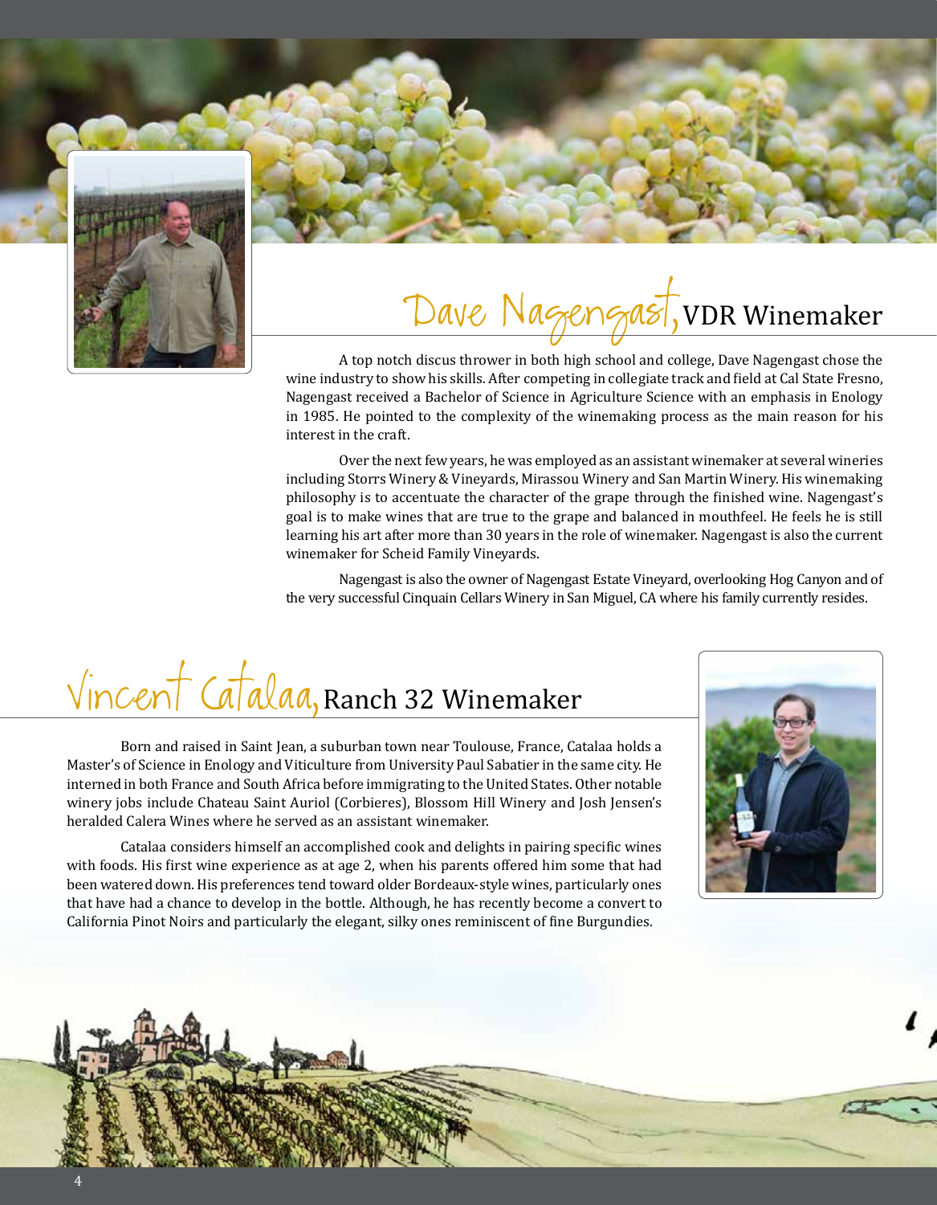## Dave Nagengast, VDR Winemaker

A top notch discus thrower in both high school and college, Dave Nagengast chose the wine industry to show his skills. After competing in collegiate track and field at Cal State Fresno, Nagengast received a Bachelor of Science in Agriculture Science with an emphasis in Enology in 1985. He pointed to the complexity of the winemaking process as the main reason for his interest in the craft.

Over the next few years, he was employed as an assistant winemaker at several wineries including Storrs Winery & Vineyards, Mirassou Winery and San Martin Winery. His winemaking philosophy is to accentuate the character of the grape through the finished wine. Nagengast's goal is to make wines that are true to the grape and balanced in mouthfeel. He feels he is still learning his art after more than 30 years in the role of winemaker. Nagengast is also the current winemaker for Scheid Family Vineyards.

Nagengast is also the owner of Nagengast Estate Vineyard, overlooking Hog Canyon and of the very successful Cinquain Cellars Winery in San Miguel, CA where his family currently resides.

## Vincent Catalaa, Ranch 32 Winemaker

Born and raised in Saint Jean, a suburban town near Toulouse, France, Catalaa holds a Master's of Science in Enology and Viticulture from University Paul Sabatier in the same city. He interned in both France and South Africa before immigrating to the United States. Other notable winery jobs include Chateau Saint Auriol (Corbieres), Blossom Hill Winery and Josh Jensen's heralded Calera Wines where he served as an assistant winemaker.

Catalaa considers himself an accomplished cook and delights in pairing specific wines with foods. His first wine experience as at age 2, when his parents offered him some that had been watered down. His preferences tend toward older Bordeaux-style wines, particularly ones that have had a chance to develop in the bottle. Although, he has recently become a convert to California Pinot Noirs and particularly the elegant, silky ones reminiscent of fine Burgundies.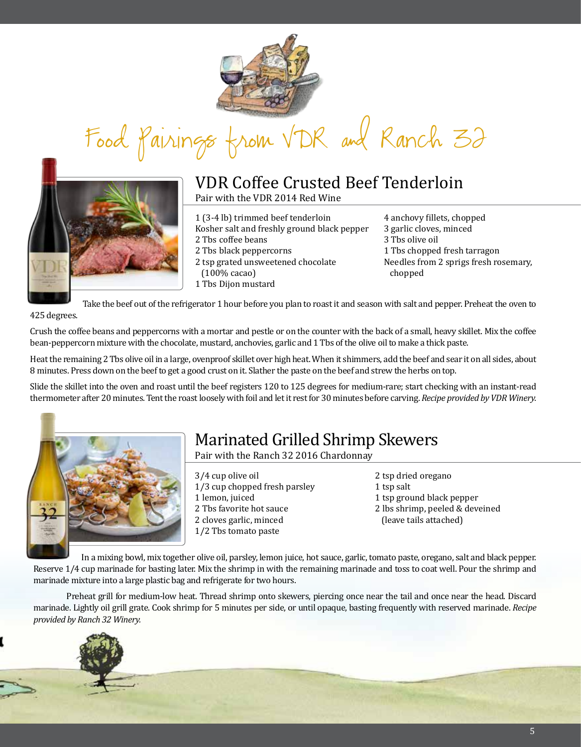# Food Pairings from VDR and Ranch 32

## VDR Coffee Crusted Beef Tenderloin

Pair with the VDR 2014 Red Wine

- 1 (3-4 lb) trimmed beef tenderloin
- Kosher salt and freshly ground black pepper
- 2 Tbs coffee beans
- 2 Tbs black peppercorns
- 2 tsp grated unsweetened chocolate (100% cacao)
- 1 Tbs Dijon mustard
- 4 anchovy fillets, chopped
- 3 garlic cloves, minced
- 3 Tbs olive oil
- 1 Tbs chopped fresh tarragon
- Needles from 2 sprigs fresh rosemary, chopped

Take the beef out of the refrigerator 1 hour before you plan to roast it and season with salt and pepper. Preheat the oven to 425 degrees.

Crush the coffee beans and peppercorns with a mortar and pestle or on the counter with the back of a small, heavy skillet. Mix the coffee bean-peppercorn mixture with the chocolate, mustard, anchovies, garlic and 1 Tbs of the olive oil to make a thick paste.

Heat the remaining 2 Tbs olive oil in a large, ovenproof skillet over high heat. When it shimmers, add the beef and sear it on all sides, about 8 minutes. Press down on the beef to get a good crust on it. Slather the paste on the beef and strew the herbs on top.

Slide the skillet into the oven and roast until the beef registers 120 to 125 degrees for medium-rare; start checking with an instant-read thermometer after 20 minutes. Tent the roast loosely with foil and let it rest for 30 minutes before carving. *Recipe provided by VDR Winery.*

## Marinated Grilled Shrimp Skewers

Pair with the Ranch 32 2016 Chardonnay

- 3/4 cup olive oil
- 1/3 cup chopped fresh parsley
- 1 lemon, juiced
- 2 Tbs favorite hot sauce
- 2 cloves garlic, minced
- 1/2 Tbs tomato paste
- 2 tsp dried oregano
- 1 tsp salt
- 1 tsp ground black pepper
- 2 lbs shrimp, peeled & deveined (leave tails attached)

In a mixing bowl, mix together olive oil, parsley, lemon juice, hot sauce, garlic, tomato paste, oregano, salt and black pepper. Reserve 1/4 cup marinade for basting later. Mix the shrimp in with the remaining marinade and toss to coat well. Pour the shrimp and marinade mixture into a large plastic bag and refrigerate for two hours.

Preheat grill for medium-low heat. Thread shrimp onto skewers, piercing once near the tail and once near the head. Discard marinade. Lightly oil grill grate. Cook shrimp for 5 minutes per side, or until opaque, basting frequently with reserved marinade. *Recipe provided by Ranch 32 Winery.*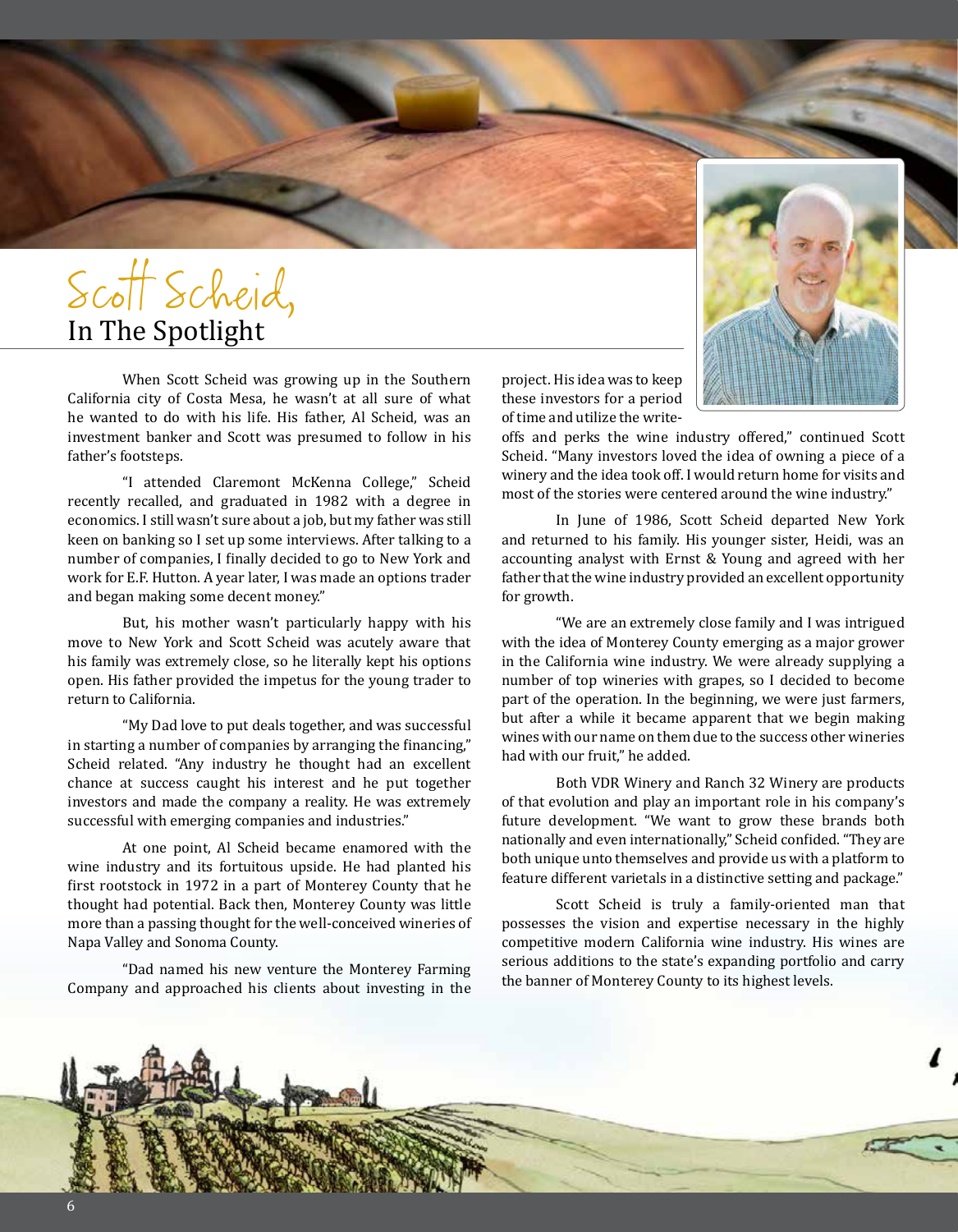# Scott Scheid, In The Spotlight

When Scott Scheid was growing up in the Southern California city of Costa Mesa, he wasn't at all sure of what he wanted to do with his life. His father, Al Scheid, was an investment banker and Scott was presumed to follow in his father's footsteps.

"I attended Claremont McKenna College," Scheid recently recalled, and graduated in 1982 with a degree in economics. I still wasn't sure about a job, but my father was still keen on banking so I set up some interviews. After talking to a number of companies, I finally decided to go to New York and work for E.F. Hutton. A year later, I was made an options trader and began making some decent money."

But, his mother wasn't particularly happy with his move to New York and Scott Scheid was acutely aware that his family was extremely close, so he literally kept his options open. His father provided the impetus for the young trader to return to California.

"My Dad love to put deals together, and was successful in starting a number of companies by arranging the financing," Scheid related. "Any industry he thought had an excellent chance at success caught his interest and he put together investors and made the company a reality. He was extremely successful with emerging companies and industries."

At one point, Al Scheid became enamored with the wine industry and its fortuitous upside. He had planted his first rootstock in 1972 in a part of Monterey County that he thought had potential. Back then, Monterey County was little more than a passing thought for the well-conceived wineries of Napa Valley and Sonoma County.

"Dad named his new venture the Monterey Farming Company and approached his clients about investing in the project. His idea was to keep these investors for a period of time and utilize the write-offs and perks the wine industry offered," continued Scott Scheid. "Many investors loved the idea of owning a piece of a winery and the idea took off. I would return home for visits and most of the stories were centered around the wine industry."

In June of 1986, Scott Scheid departed New York and returned to his family. His younger sister, Heidi, was an accounting analyst with Ernst & Young and agreed with her father that the wine industry provided an excellent opportunity for growth.

"We are an extremely close family and I was intrigued with the idea of Monterey County emerging as a major grower in the California wine industry. We were already supplying a number of top wineries with grapes, so I decided to become part of the operation. In the beginning, we were just farmers, but after a while it became apparent that we begin making wines with our name on them due to the success other wineries had with our fruit," he added.

Both VDR Winery and Ranch 32 Winery are products of that evolution and play an important role in his company's future development. "We want to grow these brands both nationally and even internationally," Scheid confided. "They are both unique unto themselves and provide us with a platform to feature different varietals in a distinctive setting and package."

Scott Scheid is truly a family-oriented man that possesses the vision and expertise necessary in the highly competitive modern California wine industry. His wines are serious additions to the state's expanding portfolio and carry the banner of Monterey County to its highest levels.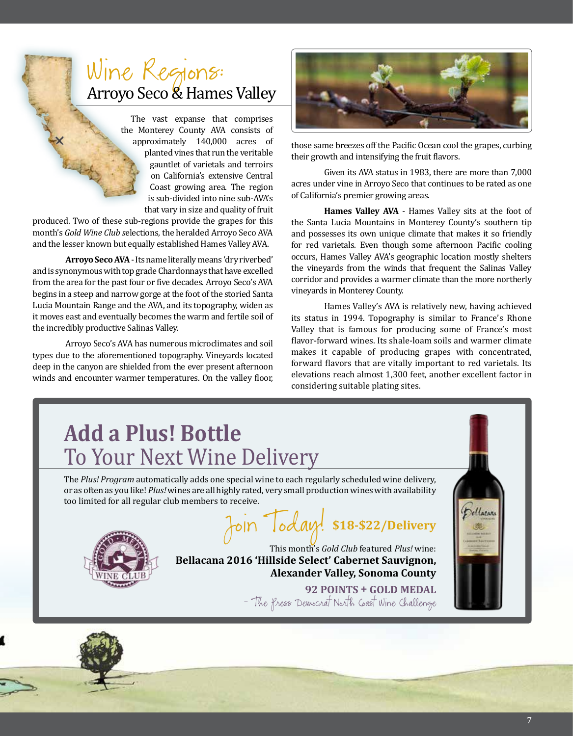# Wine Regions:

## Arroyo Seco & Hames Valley

The vast expanse that comprises the Monterey County AVA consists of approximately 140,000 acres of planted vines that run the veritable gauntlet of varietals and terroirs on California's extensive Central Coast growing area. The region is sub-divided into nine sub-AVA's that vary in size and quality of fruit produced. Two of these sub-regions provide the grapes for this month's *Gold Wine Club s*elections, the heralded Arroyo Seco AVA and the lesser known but equally established Hames Valley AVA.

**Arroyo Seco AVA** - Its name literally means 'dry riverbed' and is synonymous with top grade Chardonnays that have excelled from the area for the past four or five decades. Arroyo Seco's AVA begins in a steep and narrow gorge at the foot of the storied Santa Lucia Mountain Range and the AVA, and its topography, widen as it moves east and eventually becomes the warm and fertile soil of the incredibly productive Salinas Valley.

Arroyo Seco's AVA has numerous microclimates and soil types due to the aforementioned topography. Vineyards located deep in the canyon are shielded from the ever present afternoon winds and encounter warmer temperatures. On the valley floor, those same breezes off the Pacific Ocean cool the grapes, curbing their growth and intensifying the fruit flavors.

Given its AVA status in 1983, there are more than 7,000 acres under vine in Arroyo Seco that continues to be rated as one of California's premier growing areas.

**Hames Valley AVA** - Hames Valley sits at the foot of the Santa Lucia Mountains in Monterey County's southern tip and possesses its own unique climate that makes it so friendly for red varietals. Even though some afternoon Pacific cooling occurs, Hames Valley AVA's geographic location mostly shelters the vineyards from the winds that frequent the Salinas Valley corridor and provides a warmer climate than the more northerly vineyards in Monterey County.

Hames Valley's AVA is relatively new, having achieved its status in 1994. Topography is similar to France's Rhone Valley that is famous for producing some of France's most flavor-forward wines. Its shale-loam soils and warmer climate makes it capable of producing grapes with concentrated, forward flavors that are vitally important to red varietals. Its elevations reach almost 1,300 feet, another excellent factor in considering suitable plating sites.

## **Add a Plus! Bottle** To Your Next Wine Delivery

The *Plus! Program* automatically adds one special wine to each regularly scheduled wine delivery, or as often as you like! *Plus!* wines are all highly rated, very small production wines with availability too limited for all regular club members to receive.

Join Today! **$18-$22/Delivery**

This month's *Gold Club* featured *Plus!* wine:
**Bellacana 2016 'Hillside Select' Cabernet Sauvignon, Alexander Valley, Sonoma County**

**92 POINTS + GOLD MEDAL**
- The Press Democrat North Coast Wine Challenge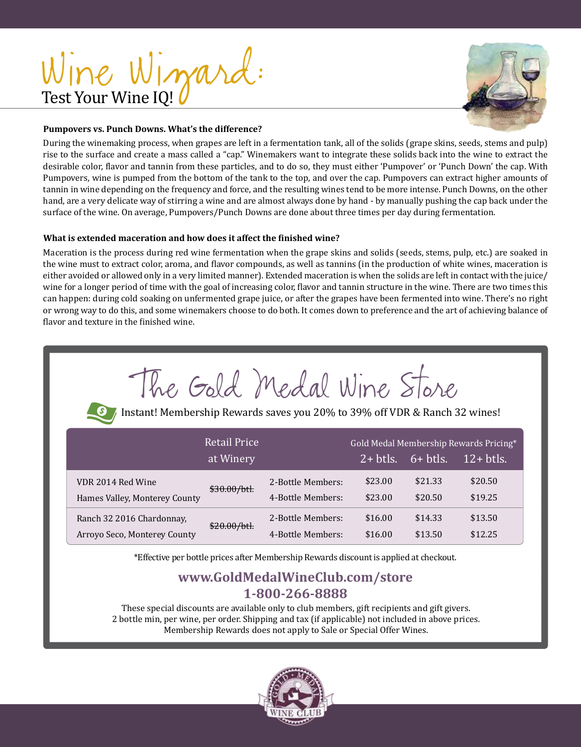# Wine Wizard:

## Test Your Wine IQ!

**Pumpovers vs. Punch Downs. What's the difference?**

During the winemaking process, when grapes are left in a fermentation tank, all of the solids (grape skins, seeds, stems and pulp) rise to the surface and create a mass called a "cap." Winemakers want to integrate these solids back into the wine to extract the desirable color, flavor and tannin from these particles, and to do so, they must either 'Pumpover' or 'Punch Down' the cap. With Pumpovers, wine is pumped from the bottom of the tank to the top, and over the cap. Pumpovers can extract higher amounts of tannin in wine depending on the frequency and force, and the resulting wines tend to be more intense. Punch Downs, on the other hand, are a very delicate way of stirring a wine and are almost always done by hand - by manually pushing the cap back under the surface of the wine. On average, Pumpovers/Punch Downs are done about three times per day during fermentation.

**What is extended maceration and how does it affect the finished wine?**

Maceration is the process during red wine fermentation when the grape skins and solids (seeds, stems, pulp, etc.) are soaked in the wine must to extract color, aroma, and flavor compounds, as well as tannins (in the production of white wines, maceration is either avoided or allowed only in a very limited manner). Extended maceration is when the solids are left in contact with the juice/wine for a longer period of time with the goal of increasing color, flavor and tannin structure in the wine. There are two times this can happen: during cold soaking on unfermented grape juice, or after the grapes have been fermented into wine. There's no right or wrong way to do this, and some winemakers choose to do both. It comes down to preference and the art of achieving balance of flavor and texture in the finished wine.

## The Gold Medal Wine Store

Instant! Membership Rewards saves you 20% to 39% off VDR & Ranch 32 wines!

| | Retail Price at Winery | | Gold Medal Membership Rewards Pricing* | | |
|---|---|---|---|---|---|
| | | | 2+ btls. | 6+ btls. | 12+ btls. |
| VDR 2014 Red Wine, Hames Valley, Monterey County | ~~$30.00/btl.~~ | 2-Bottle Members: | $23.00 | $21.33 | $20.50 |
| | | 4-Bottle Members: | $23.00 | $20.50 | $19.25 |
| Ranch 32 2016 Chardonnay, Arroyo Seco, Monterey County | ~~$20.00/btl.~~ | 2-Bottle Members: | $16.00 | $14.33 | $13.50 |
| | | 4-Bottle Members: | $16.00 | $13.50 | $12.25 |

*Effective per bottle prices after Membership Rewards discount is applied at checkout.

**www.GoldMedalWineClub.com/store**
**1-800-266-8888**

These special discounts are available only to club members, gift recipients and gift givers.
2 bottle min, per wine, per order. Shipping and tax (if applicable) not included in above prices.
Membership Rewards does not apply to Sale or Special Offer Wines.